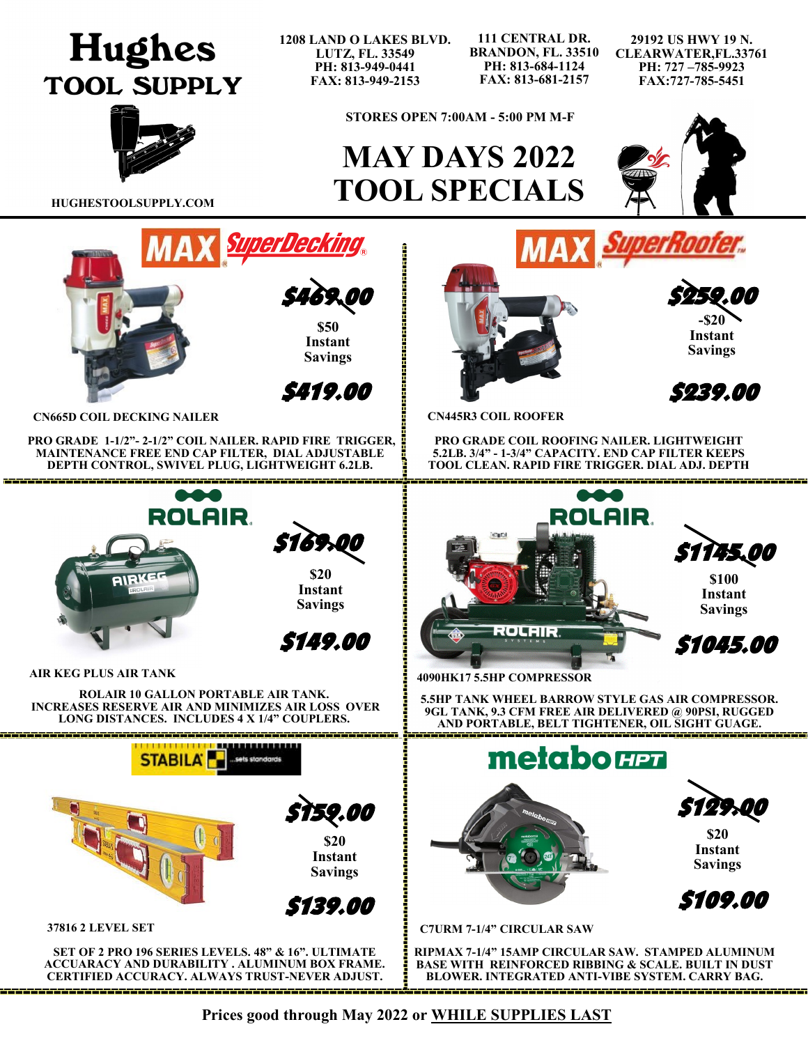# Hughes TOOL SUPPLY

HUGHESTOOLSUPPLY.COM

**1208 LAND O LAKES BLVD.**
**LUTZ, FL. 33549**
**PH: 813-949-0441**
**FAX: 813-949-2153**

**111 CENTRAL DR.**
**BRANDON, FL. 33510**
**PH: 813-684-1124**
**FAX: 813-681-2157**

**29192 US HWY 19 N.**
**CLEARWATER,FL.33761**
**PH: 727 –785-9923**
**FAX:727-785-5451**

**STORES OPEN 7:00AM - 5:00 PM M-F**

# MAY DAYS 2022 TOOL SPECIALS

---

## MAX SuperDecking

~~$469.00~~

$50 Instant Savings

**$419.00**

**CN665D COIL DECKING NAILER**

PRO GRADE 1-1/2"- 2-1/2" COIL NAILER. RAPID FIRE TRIGGER, MAINTENANCE FREE END CAP FILTER, DIAL ADJUSTABLE DEPTH CONTROL, SWIVEL PLUG, LIGHTWEIGHT 6.2LB.

---

## MAX SuperRoofer

~~$259.00~~

-$20 Instant Savings

**$239.00**

**CN445R3 COIL ROOFER**

PRO GRADE COIL ROOFING NAILER. LIGHTWEIGHT 5.2LB. 3/4" - 1-3/4" CAPACITY. END CAP FILTER KEEPS TOOL CLEAN. RAPID FIRE TRIGGER. DIAL ADJ. DEPTH

---

## ROLAIR

~~$169.00~~

$20 Instant Savings

**$149.00**

**AIR KEG PLUS AIR TANK**

ROLAIR 10 GALLON PORTABLE AIR TANK. INCREASES RESERVE AIR AND MINIMIZES AIR LOSS OVER LONG DISTANCES. INCLUDES 4 X 1/4" COUPLERS.

---

## ROLAIR

~~$1145.00~~

$100 Instant Savings

**$1045.00**

**4090HK17 5.5HP COMPRESSOR**

5.5HP TANK WHEEL BARROW STYLE GAS AIR COMPRESSOR. 9GL TANK, 9.3 CFM FREE AIR DELIVERED @ 90PSI, RUGGED AND PORTABLE, BELT TIGHTENER, OIL SIGHT GUAGE.

---

## STABILA ...sets standards

~~$159.00~~

$20 Instant Savings

**$139.00**

**37816 2 LEVEL SET**

SET OF 2 PRO 196 SERIES LEVELS. 48" & 16". ULTIMATE ACCUARACY AND DURABILITY . ALUMINUM BOX FRAME. CERTIFIED ACCURACY. ALWAYS TRUST-NEVER ADJUST.

---

## metabo HPT

~~$129.00~~

$20 Instant Savings

**$109.00**

**C7URM 7-1/4" CIRCULAR SAW**

RIPMAX 7-1/4" 15AMP CIRCULAR SAW. STAMPED ALUMINUM BASE WITH REINFORCED RIBBING & SCALE. BUILT IN DUST BLOWER. INTEGRATED ANTI-VIBE SYSTEM. CARRY BAG.

---

**Prices good through May 2022 or WHILE SUPPLIES LAST**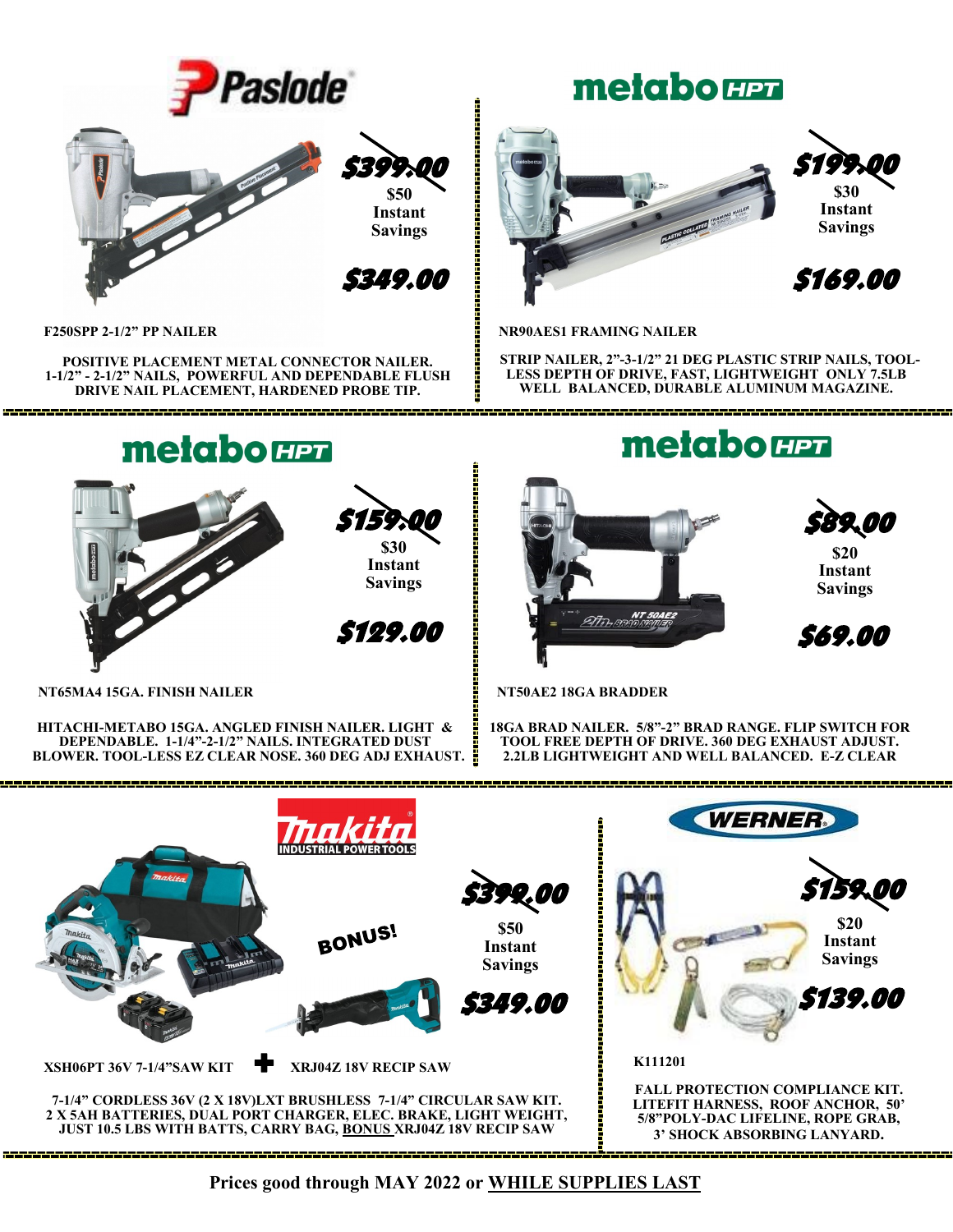## Paslode

~~$399.00~~

$50 Instant Savings

**$349.00**

**F250SPP 2-1/2" PP NAILER**

POSITIVE PLACEMENT METAL CONNECTOR NAILER. 1-1/2" - 2-1/2" NAILS, POWERFUL AND DEPENDABLE FLUSH DRIVE NAIL PLACEMENT, HARDENED PROBE TIP.

## metabo HPT

~~$199.00~~

$30 Instant Savings

**$169.00**

**NR90AES1 FRAMING NAILER**

STRIP NAILER, 2"-3-1/2" 21 DEG PLASTIC STRIP NAILS, TOOL-LESS DEPTH OF DRIVE, FAST, LIGHTWEIGHT ONLY 7.5LB WELL BALANCED, DURABLE ALUMINUM MAGAZINE.

## metabo HPT

~~$159.00~~

$30 Instant Savings

**$129.00**

**NT65MA4 15GA. FINISH NAILER**

HITACHI-METABO 15GA. ANGLED FINISH NAILER. LIGHT & DEPENDABLE. 1-1/4"-2-1/2" NAILS. INTEGRATED DUST BLOWER. TOOL-LESS EZ CLEAR NOSE. 360 DEG ADJ EXHAUST.

## metabo HPT

~~$89.00~~

$20 Instant Savings

**$69.00**

**NT50AE2 18GA BRADDER**

18GA BRAD NAILER. 5/8"-2" BRAD RANGE. FLIP SWITCH FOR TOOL FREE DEPTH OF DRIVE. 360 DEG EXHAUST ADJUST. 2.2LB LIGHTWEIGHT AND WELL BALANCED. E-Z CLEAR

## makita INDUSTRIAL POWER TOOLS

BONUS!

~~$399.00~~

$50 Instant Savings

**$349.00**

**XSH06PT 36V 7-1/4"SAW KIT + XRJ04Z 18V RECIP SAW**

7-1/4" CORDLESS 36V (2 X 18V)LXT BRUSHLESS 7-1/4" CIRCULAR SAW KIT. 2 X 5AH BATTERIES, DUAL PORT CHARGER, ELEC. BRAKE, LIGHT WEIGHT, JUST 10.5 LBS WITH BATTS, CARRY BAG, BONUS XRJ04Z 18V RECIP SAW

## WERNER

~~$159.00~~

$20 Instant Savings

**$139.00**

**K111201**

FALL PROTECTION COMPLIANCE KIT. LITEFIT HARNESS, ROOF ANCHOR, 50' 5/8"POLY-DAC LIFELINE, ROPE GRAB, 3' SHOCK ABSORBING LANYARD.

**Prices good through MAY 2022 or WHILE SUPPLIES LAST**